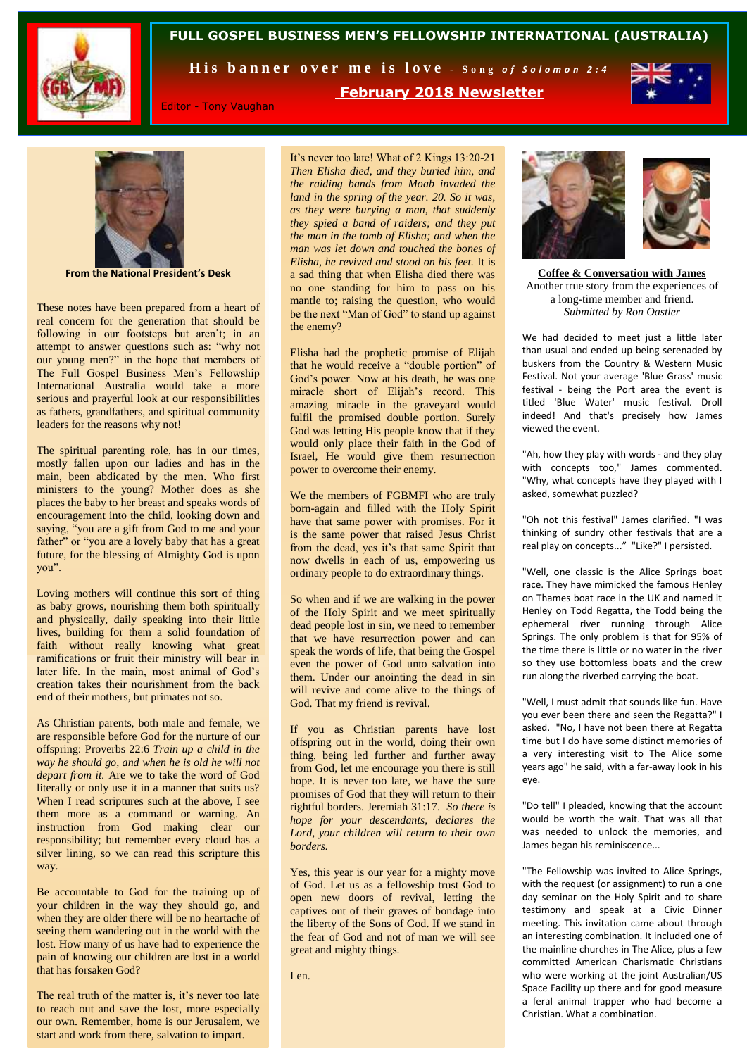# FULL GOSPEL BUSINESS MEN'S FELLOWSHIP INTERNATIONAL (AUSTRALIA)

**His banner over me is love** - *Song of Solomon 2:4*

## February 2018 Newsletter

Editor - Tony Vaughan

### From the National President's Desk

These notes have been prepared from a heart of real concern for the generation that should be following in our footsteps but aren't; in an attempt to answer questions such as: "why not our young men?" in the hope that members of The Full Gospel Business Men's Fellowship International Australia would take a more serious and prayerful look at our responsibilities as fathers, grandfathers, and spiritual community leaders for the reasons why not!

The spiritual parenting role, has in our times, mostly fallen upon our ladies and has in the main, been abdicated by the men. Who first ministers to the young? Mother does as she places the baby to her breast and speaks words of encouragement into the child, looking down and saying, "you are a gift from God to me and your father" or "you are a lovely baby that has a great future, for the blessing of Almighty God is upon you".

Loving mothers will continue this sort of thing as baby grows, nourishing them both spiritually and physically, daily speaking into their little lives, building for them a solid foundation of faith without really knowing what great ramifications or fruit their ministry will bear in later life. In the main, most animal of God's creation takes their nourishment from the back end of their mothers, but primates not so.

As Christian parents, both male and female, we are responsible before God for the nurture of our offspring: Proverbs 22:6 *Train up a child in the way he should go, and when he is old he will not depart from it.* Are we to take the word of God literally or only use it in a manner that suits us? When I read scriptures such at the above, I see them more as a command or warning. An instruction from God making clear our responsibility; but remember every cloud has a silver lining, so we can read this scripture this way.

Be accountable to God for the training up of your children in the way they should go, and when they are older there will be no heartache of seeing them wandering out in the world with the lost. How many of us have had to experience the pain of knowing our children are lost in a world that has forsaken God?

The real truth of the matter is, it's never too late to reach out and save the lost, more especially our own. Remember, home is our Jerusalem, we start and work from there, salvation to impart.

It's never too late! What of 2 Kings 13:20-21 *Then Elisha died, and they buried him, and the raiding bands from Moab invaded the land in the spring of the year. 20. So it was, as they were burying a man, that suddenly they spied a band of raiders; and they put the man in the tomb of Elisha; and when the man was let down and touched the bones of Elisha, he revived and stood on his feet.* It is a sad thing that when Elisha died there was no one standing for him to pass on his mantle to; raising the question, who would be the next "Man of God" to stand up against the enemy?

Elisha had the prophetic promise of Elijah that he would receive a "double portion" of God's power. Now at his death, he was one miracle short of Elijah's record. This amazing miracle in the graveyard would fulfil the promised double portion. Surely God was letting His people know that if they would only place their faith in the God of Israel, He would give them resurrection power to overcome their enemy.

We the members of FGBMFI who are truly born-again and filled with the Holy Spirit have that same power with promises. For it is the same power that raised Jesus Christ from the dead, yes it's that same Spirit that now dwells in each of us, empowering us ordinary people to do extraordinary things.

So when and if we are walking in the power of the Holy Spirit and we meet spiritually dead people lost in sin, we need to remember that we have resurrection power and can speak the words of life, that being the Gospel even the power of God unto salvation into them. Under our anointing the dead in sin will revive and come alive to the things of God. That my friend is revival.

If you as Christian parents have lost offspring out in the world, doing their own thing, being led further and further away from God, let me encourage you there is still hope. It is never too late, we have the sure promises of God that they will return to their rightful borders. Jeremiah 31:17. *So there is hope for your descendants, declares the Lord, your children will return to their own borders.*

Yes, this year is our year for a mighty move of God. Let us as a fellowship trust God to open new doors of revival, letting the captives out of their graves of bondage into the liberty of the Sons of God. If we stand in the fear of God and not of man we will see great and mighty things.

Len.

### Coffee & Conversation with James

Another true story from the experiences of a long-time member and friend.
*Submitted by Ron Oastler*

We had decided to meet just a little later than usual and ended up being serenaded by buskers from the Country & Western Music Festival. Not your average 'Blue Grass' music festival - being the Port area the event is titled 'Blue Water' music festival. Droll indeed! And that's precisely how James viewed the event.

"Ah, how they play with words - and they play with concepts too," James commented. "Why, what concepts have they played with I asked, somewhat puzzled?

"Oh not this festival" James clarified. "I was thinking of sundry other festivals that are a real play on concepts..." "Like?" I persisted.

"Well, one classic is the Alice Springs boat race. They have mimicked the famous Henley on Thames boat race in the UK and named it Henley on Todd Regatta, the Todd being the ephemeral river running through Alice Springs. The only problem is that for 95% of the time there is little or no water in the river so they use bottomless boats and the crew run along the riverbed carrying the boat.

"Well, I must admit that sounds like fun. Have you ever been there and seen the Regatta?" I asked. "No, I have not been there at Regatta time but I do have some distinct memories of a very interesting visit to The Alice some years ago" he said, with a far-away look in his eye.

"Do tell" I pleaded, knowing that the account would be worth the wait. That was all that was needed to unlock the memories, and James began his reminiscence...

"The Fellowship was invited to Alice Springs, with the request (or assignment) to run a one day seminar on the Holy Spirit and to share testimony and speak at a Civic Dinner meeting. This invitation came about through an interesting combination. It included one of the mainline churches in The Alice, plus a few committed American Charismatic Christians who were working at the joint Australian/US Space Facility up there and for good measure a feral animal trapper who had become a Christian. What a combination.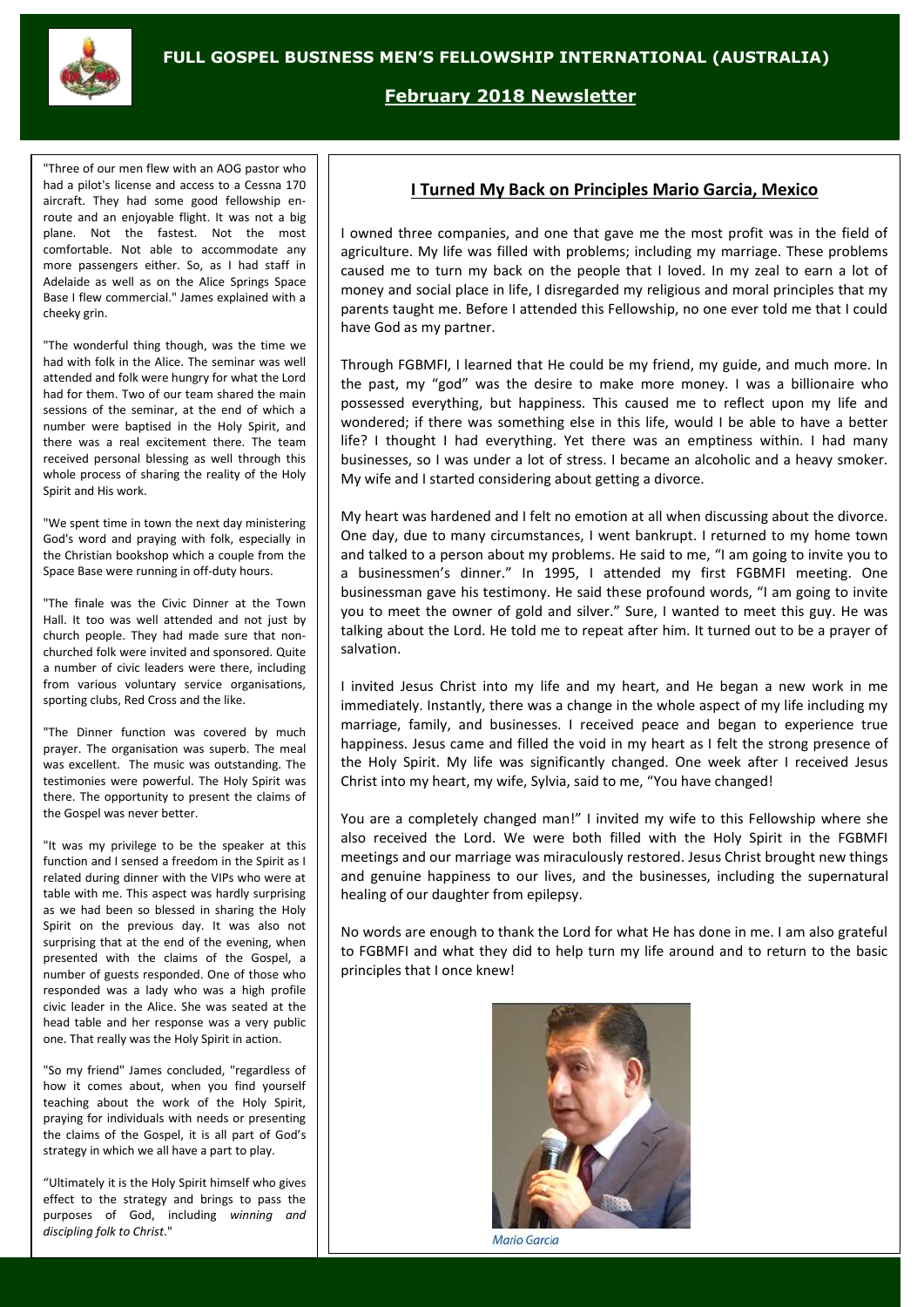"Three of our men flew with an AOG pastor who had a pilot's license and access to a Cessna 170 aircraft. They had some good fellowship en-route and an enjoyable flight. It was not a big plane. Not the fastest. Not the most comfortable. Not able to accommodate any more passengers either. So, as I had staff in Adelaide as well as on the Alice Springs Space Base I flew commercial." James explained with a cheeky grin.

"The wonderful thing though, was the time we had with folk in the Alice. The seminar was well attended and folk were hungry for what the Lord had for them. Two of our team shared the main sessions of the seminar, at the end of which a number were baptised in the Holy Spirit, and there was a real excitement there. The team received personal blessing as well through this whole process of sharing the reality of the Holy Spirit and His work.

"We spent time in town the next day ministering God's word and praying with folk, especially in the Christian bookshop which a couple from the Space Base were running in off-duty hours.

"The finale was the Civic Dinner at the Town Hall. It too was well attended and not just by church people. They had made sure that non-churched folk were invited and sponsored. Quite a number of civic leaders were there, including from various voluntary service organisations, sporting clubs, Red Cross and the like.

"The Dinner function was covered by much prayer. The organisation was superb. The meal was excellent. The music was outstanding. The testimonies were powerful. The Holy Spirit was there. The opportunity to present the claims of the Gospel was never better.

"It was my privilege to be the speaker at this function and I sensed a freedom in the Spirit as I related during dinner with the VIPs who were at table with me. This aspect was hardly surprising as we had been so blessed in sharing the Holy Spirit on the previous day. It was also not surprising that at the end of the evening, when presented with the claims of the Gospel, a number of guests responded. One of those who responded was a lady who was a high profile civic leader in the Alice. She was seated at the head table and her response was a very public one. That really was the Holy Spirit in action.

"So my friend" James concluded, "regardless of how it comes about, when you find yourself teaching about the work of the Holy Spirit, praying for individuals with needs or presenting the claims of the Gospel, it is all part of God's strategy in which we all have a part to play.

"Ultimately it is the Holy Spirit himself who gives effect to the strategy and brings to pass the purposes of God, including *winning and discipling folk to Christ*."

## I Turned My Back on Principles Mario Garcia, Mexico

I owned three companies, and one that gave me the most profit was in the field of agriculture. My life was filled with problems; including my marriage. These problems caused me to turn my back on the people that I loved. In my zeal to earn a lot of money and social place in life, I disregarded my religious and moral principles that my parents taught me. Before I attended this Fellowship, no one ever told me that I could have God as my partner.

Through FGBMFI, I learned that He could be my friend, my guide, and much more. In the past, my "god" was the desire to make more money. I was a billionaire who possessed everything, but happiness. This caused me to reflect upon my life and wondered; if there was something else in this life, would I be able to have a better life? I thought I had everything. Yet there was an emptiness within. I had many businesses, so I was under a lot of stress. I became an alcoholic and a heavy smoker. My wife and I started considering about getting a divorce.

My heart was hardened and I felt no emotion at all when discussing about the divorce. One day, due to many circumstances, I went bankrupt. I returned to my home town and talked to a person about my problems. He said to me, "I am going to invite you to a businessmen's dinner." In 1995, I attended my first FGBMFI meeting. One businessman gave his testimony. He said these profound words, "I am going to invite you to meet the owner of gold and silver." Sure, I wanted to meet this guy. He was talking about the Lord. He told me to repeat after him. It turned out to be a prayer of salvation.

I invited Jesus Christ into my life and my heart, and He began a new work in me immediately. Instantly, there was a change in the whole aspect of my life including my marriage, family, and businesses. I received peace and began to experience true happiness. Jesus came and filled the void in my heart as I felt the strong presence of the Holy Spirit. My life was significantly changed. One week after I received Jesus Christ into my heart, my wife, Sylvia, said to me, "You have changed!

You are a completely changed man!" I invited my wife to this Fellowship where she also received the Lord. We were both filled with the Holy Spirit in the FGBMFI meetings and our marriage was miraculously restored. Jesus Christ brought new things and genuine happiness to our lives, and the businesses, including the supernatural healing of our daughter from epilepsy.

No words are enough to thank the Lord for what He has done in me. I am also grateful to FGBMFI and what they did to help turn my life around and to return to the basic principles that I once knew!

Mario Garcia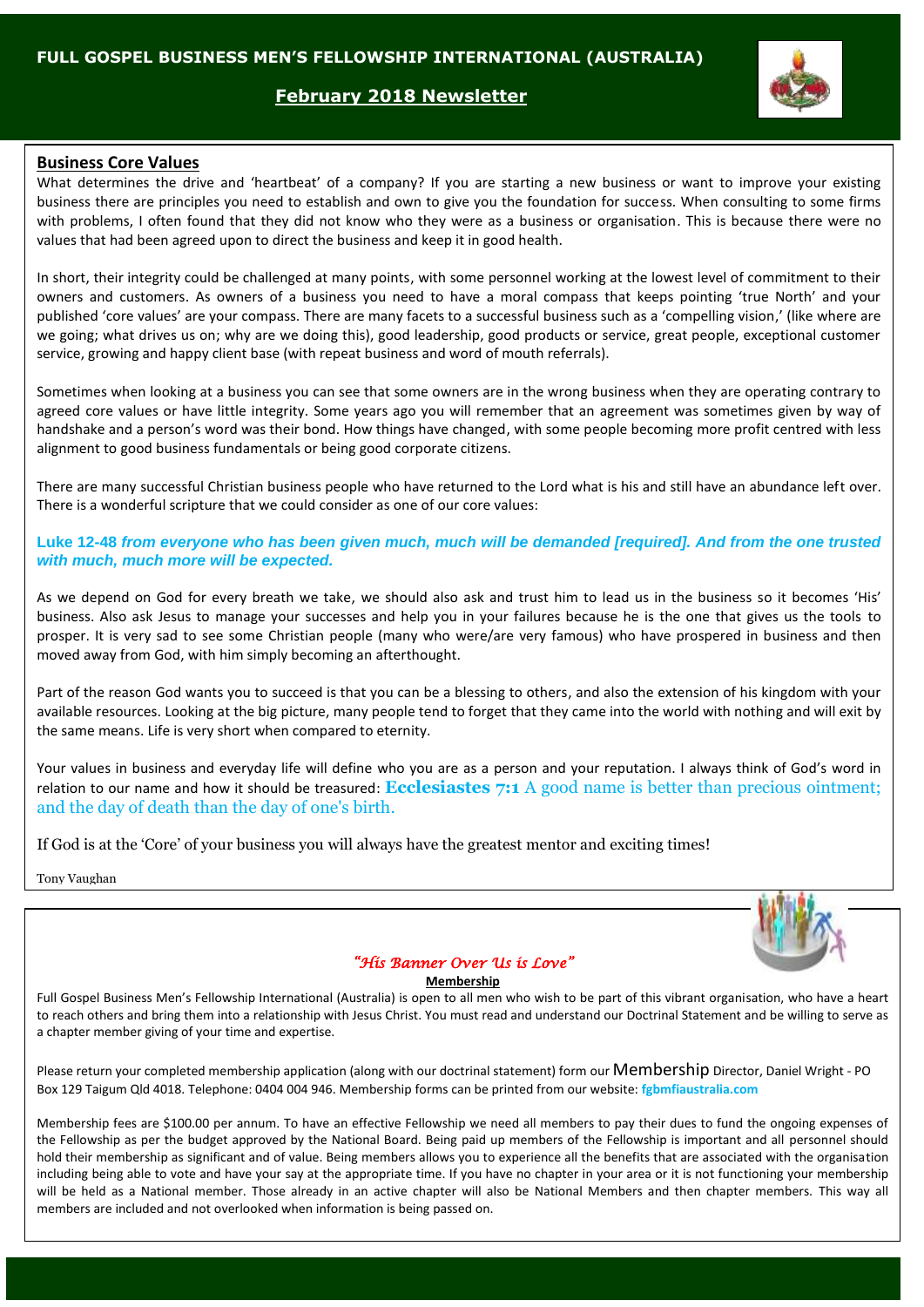# FULL GOSPEL BUSINESS MEN'S FELLOWSHIP INTERNATIONAL (AUSTRALIA)

## February 2018 Newsletter

## Business Core Values

What determines the drive and 'heartbeat' of a company? If you are starting a new business or want to improve your existing business there are principles you need to establish and own to give you the foundation for success. When consulting to some firms with problems, I often found that they did not know who they were as a business or organisation. This is because there were no values that had been agreed upon to direct the business and keep it in good health.

In short, their integrity could be challenged at many points, with some personnel working at the lowest level of commitment to their owners and customers. As owners of a business you need to have a moral compass that keeps pointing 'true North' and your published 'core values' are your compass. There are many facets to a successful business such as a 'compelling vision,' (like where are we going; what drives us on; why are we doing this), good leadership, good products or service, great people, exceptional customer service, growing and happy client base (with repeat business and word of mouth referrals).

Sometimes when looking at a business you can see that some owners are in the wrong business when they are operating contrary to agreed core values or have little integrity. Some years ago you will remember that an agreement was sometimes given by way of handshake and a person's word was their bond. How things have changed, with some people becoming more profit centred with less alignment to good business fundamentals or being good corporate citizens.

There are many successful Christian business people who have returned to the Lord what is his and still have an abundance left over. There is a wonderful scripture that we could consider as one of our core values:

**Luke 12-48** ***from everyone who has been given much, much will be demanded [required]. And from the one trusted with much, much more will be expected.***

As we depend on God for every breath we take, we should also ask and trust him to lead us in the business so it becomes 'His' business. Also ask Jesus to manage your successes and help you in your failures because he is the one that gives us the tools to prosper. It is very sad to see some Christian people (many who were/are very famous) who have prospered in business and then moved away from God, with him simply becoming an afterthought.

Part of the reason God wants you to succeed is that you can be a blessing to others, and also the extension of his kingdom with your available resources. Looking at the big picture, many people tend to forget that they came into the world with nothing and will exit by the same means. Life is very short when compared to eternity.

Your values in business and everyday life will define who you are as a person and your reputation. I always think of God's word in relation to our name and how it should be treasured: **Ecclesiastes 7:1** A good name is better than precious ointment; and the day of death than the day of one's birth.

If God is at the 'Core' of your business you will always have the greatest mentor and exciting times!

Tony Vaughan

*"His Banner Over Us is Love"*

**Membership**

Full Gospel Business Men's Fellowship International (Australia) is open to all men who wish to be part of this vibrant organisation, who have a heart to reach others and bring them into a relationship with Jesus Christ. You must read and understand our Doctrinal Statement and be willing to serve as a chapter member giving of your time and expertise.

Please return your completed membership application (along with our doctrinal statement) form our Membership Director, Daniel Wright - PO Box 129 Taigum Qld 4018. Telephone: 0404 004 946. Membership forms can be printed from our website: **fgbmfiaustralia.com**

Membership fees are $100.00 per annum. To have an effective Fellowship we need all members to pay their dues to fund the ongoing expenses of the Fellowship as per the budget approved by the National Board. Being paid up members of the Fellowship is important and all personnel should hold their membership as significant and of value. Being members allows you to experience all the benefits that are associated with the organisation including being able to vote and have your say at the appropriate time. If you have no chapter in your area or it is not functioning your membership will be held as a National member. Those already in an active chapter will also be National Members and then chapter members. This way all members are included and not overlooked when information is being passed on.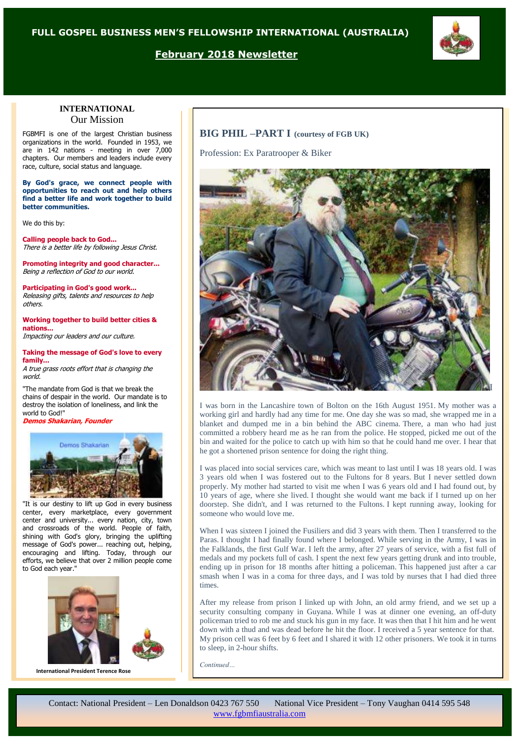# FULL GOSPEL BUSINESS MEN'S FELLOWSHIP INTERNATIONAL (AUSTRALIA)

## February 2018 Newsletter

### INTERNATIONAL
### Our Mission

FGBMFI is one of the largest Christian business organizations in the world. Founded in 1953, we are in 142 nations - meeting in over 7,000 chapters. Our members and leaders include every race, culture, social status and language.

**By God's grace, we connect people with opportunities to reach out and help others find a better life and work together to build better communities.**

We do this by:

**Calling people back to God...**
*There is a better life by following Jesus Christ.*

**Promoting integrity and good character...**
*Being a reflection of God to our world.*

**Participating in God's good work...**
*Releasing gifts, talents and resources to help others.*

**Working together to build better cities & nations...**
*Impacting our leaders and our culture.*

**Taking the message of God's love to every family...**
*A true grass roots effort that is changing the world.*

"The mandate from God is that we break the chains of despair in the world. Our mandate is to destroy the isolation of loneliness, and link the world to God!"
***Demos Shakarian, Founder***

Demos Shakarian

"It is our destiny to lift up God in every business center, every marketplace, every government center and university... every nation, city, town and crossroads of the world. People of faith, shining with God's glory, bringing the uplifting message of God's power... reaching out, helping, encouraging and lifting. Today, through our efforts, we believe that over 2 million people come to God each year."

**International President Terence Rose**

## BIG PHIL –PART I (courtesy of FGB UK)

Profession: Ex Paratrooper & Biker

I was born in the Lancashire town of Bolton on the 16th August 1951. My mother was a working girl and hardly had any time for me. One day she was so mad, she wrapped me in a blanket and dumped me in a bin behind the ABC cinema. There, a man who had just committed a robbery heard me as he ran from the police. He stopped, picked me out of the bin and waited for the police to catch up with him so that he could hand me over. I hear that he got a shortened prison sentence for doing the right thing.

I was placed into social services care, which was meant to last until I was 18 years old. I was 3 years old when I was fostered out to the Fultons for 8 years. But I never settled down properly. My mother had started to visit me when I was 6 years old and I had found out, by 10 years of age, where she lived. I thought she would want me back if I turned up on her doorstep. She didn't, and I was returned to the Fultons. I kept running away, looking for someone who would love me.

When I was sixteen I joined the Fusiliers and did 3 years with them. Then I transferred to the Paras. I thought I had finally found where I belonged. While serving in the Army, I was in the Falklands, the first Gulf War. I left the army, after 27 years of service, with a fist full of medals and my pockets full of cash. I spent the next few years getting drunk and into trouble, ending up in prison for 18 months after hitting a policeman. This happened just after a car smash when I was in a coma for three days, and I was told by nurses that I had died three times.

After my release from prison I linked up with John, an old army friend, and we set up a security consulting company in Guyana. While I was at dinner one evening, an off-duty policeman tried to rob me and stuck his gun in my face. It was then that I hit him and he went down with a thud and was dead before he hit the floor. I received a 5 year sentence for that. My prison cell was 6 feet by 6 feet and I shared it with 12 other prisoners. We took it in turns to sleep, in 2-hour shifts.

*Continued...*

Contact: National President – Len Donaldson 0423 767 550 National Vice President – Tony Vaughan 0414 595 548
www.fgbmfiaustralia.com